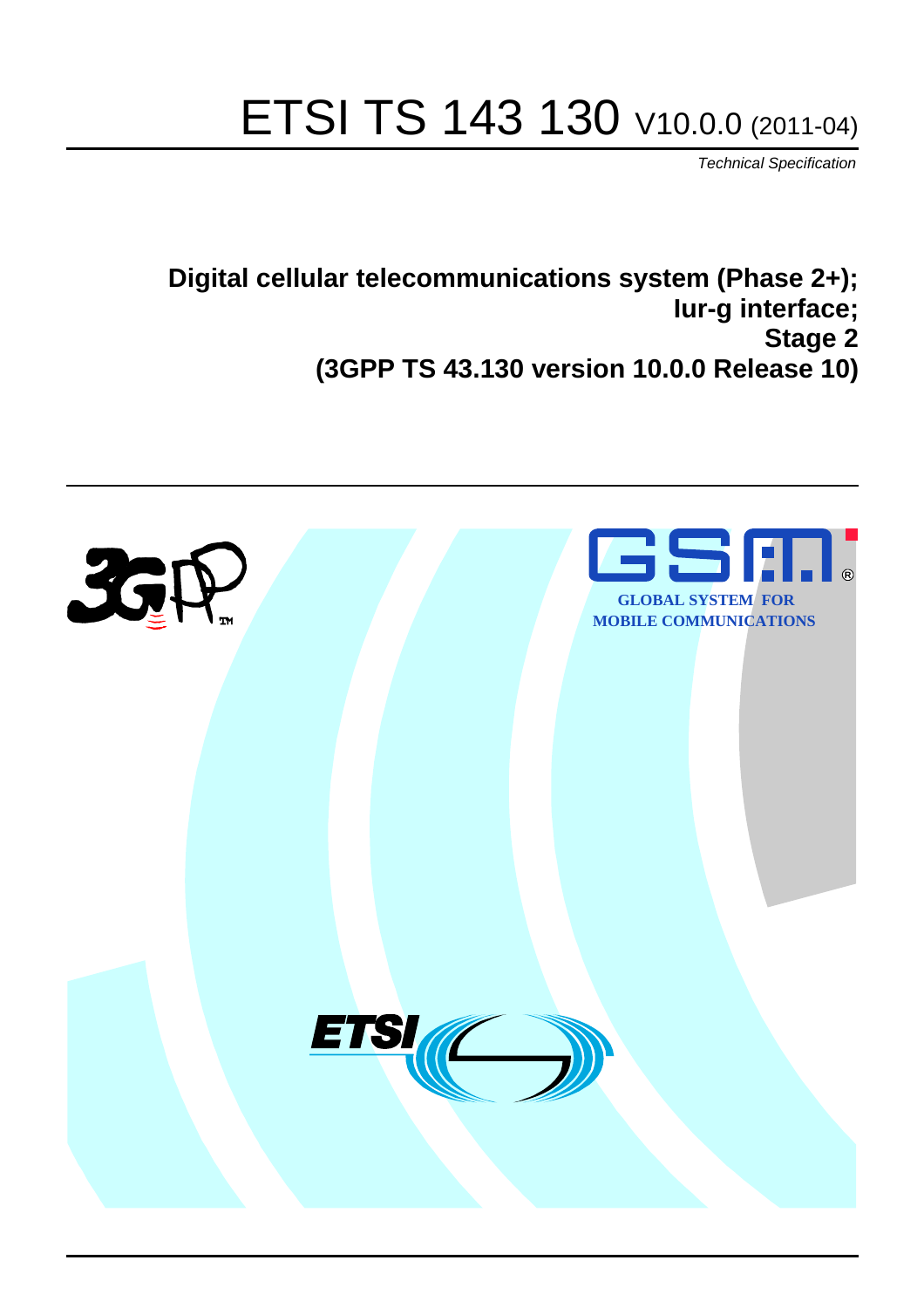# ETSI TS 143 130 V10.0.0 (2011-04)

*Technical Specification*

**Digital cellular telecommunications system (Phase 2+);**
**Iur-g interface;**
**Stage 2**
**(3GPP TS 43.130 version 10.0.0 Release 10)**

GLOBAL SYSTEM FOR MOBILE COMMUNICATIONS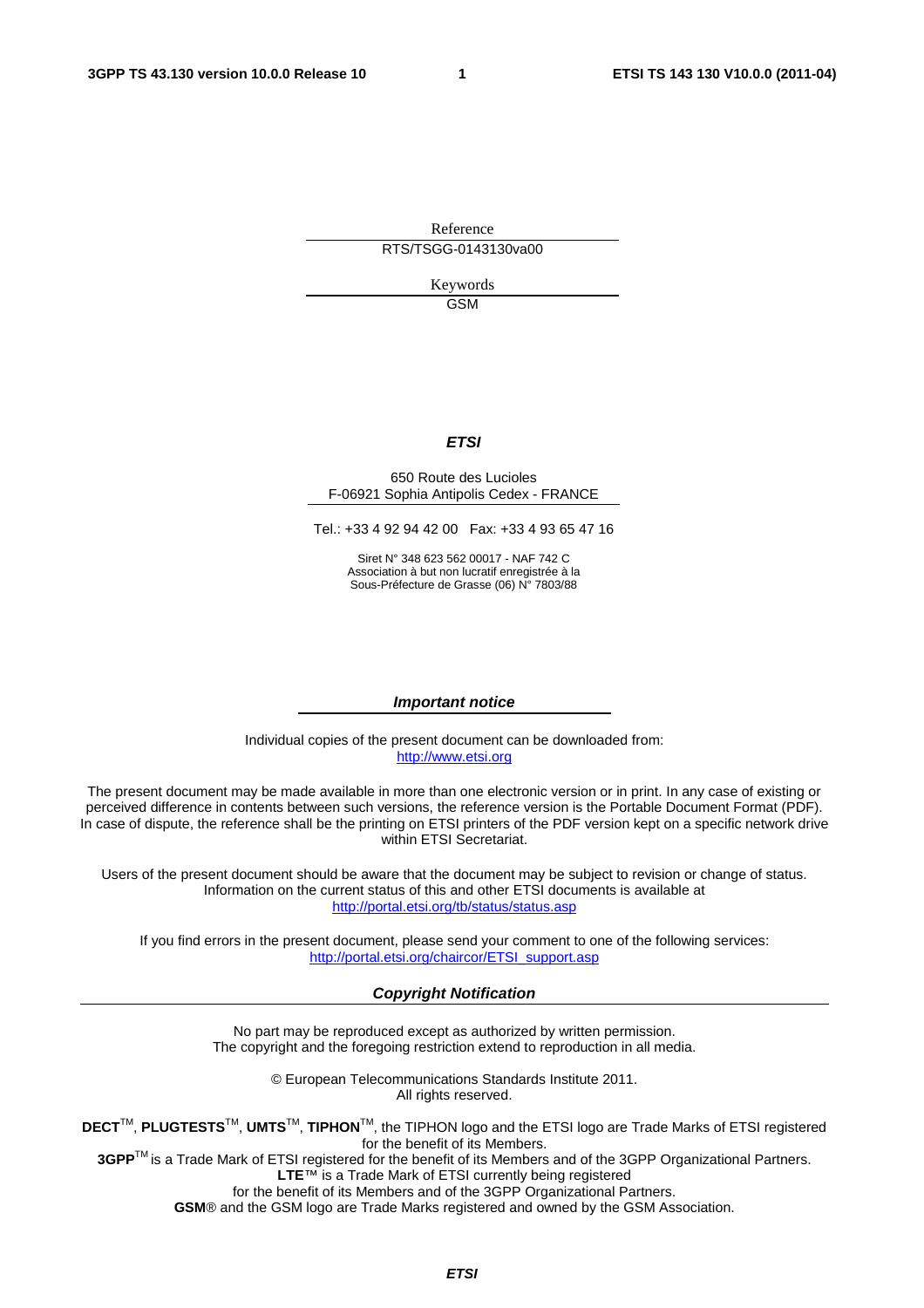Reference

RTS/TSGG-0143130va00

Keywords

GSM

***ETSI***

650 Route des Lucioles
F-06921 Sophia Antipolis Cedex - FRANCE

Tel.: +33 4 92 94 42 00 Fax: +33 4 93 65 47 16

Siret N° 348 623 562 00017 - NAF 742 C
Association à but non lucratif enregistrée à la
Sous-Préfecture de Grasse (06) N° 7803/88

***Important notice***

Individual copies of the present document can be downloaded from:
http://www.etsi.org

The present document may be made available in more than one electronic version or in print. In any case of existing or perceived difference in contents between such versions, the reference version is the Portable Document Format (PDF). In case of dispute, the reference shall be the printing on ETSI printers of the PDF version kept on a specific network drive within ETSI Secretariat.

Users of the present document should be aware that the document may be subject to revision or change of status. Information on the current status of this and other ETSI documents is available at
http://portal.etsi.org/tb/status/status.asp

If you find errors in the present document, please send your comment to one of the following services:
http://portal.etsi.org/chaircor/ETSI_support.asp

***Copyright Notification***

No part may be reproduced except as authorized by written permission.
The copyright and the foregoing restriction extend to reproduction in all media.

© European Telecommunications Standards Institute 2011.
All rights reserved.

**DECT**™, **PLUGTESTS**™, **UMTS**™, **TIPHON**™, the TIPHON logo and the ETSI logo are Trade Marks of ETSI registered for the benefit of its Members.
**3GPP**™ is a Trade Mark of ETSI registered for the benefit of its Members and of the 3GPP Organizational Partners.
**LTE**™ is a Trade Mark of ETSI currently being registered
for the benefit of its Members and of the 3GPP Organizational Partners.
**GSM**® and the GSM logo are Trade Marks registered and owned by the GSM Association.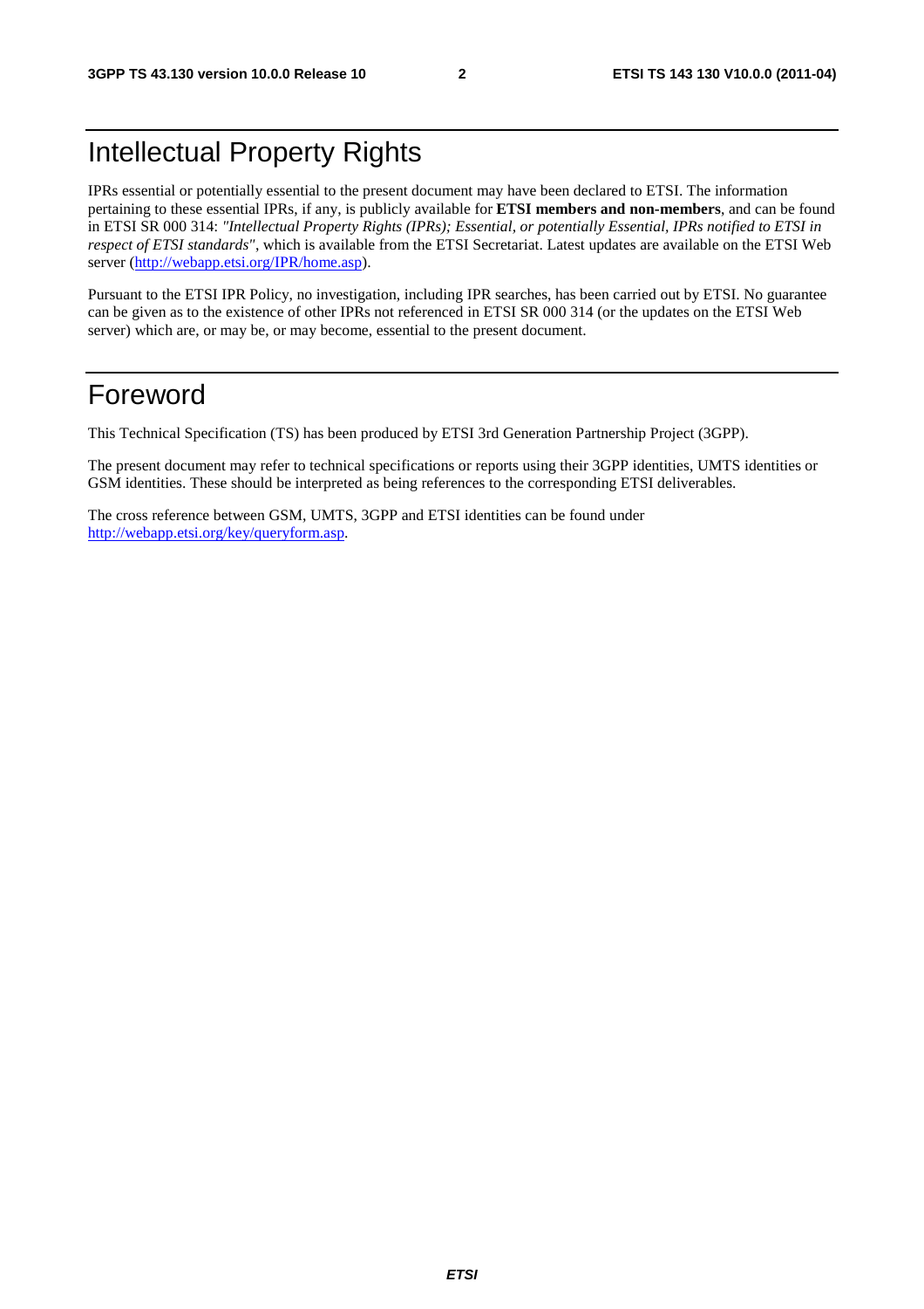# Intellectual Property Rights

IPRs essential or potentially essential to the present document may have been declared to ETSI. The information pertaining to these essential IPRs, if any, is publicly available for **ETSI members and non-members**, and can be found in ETSI SR 000 314: *"Intellectual Property Rights (IPRs); Essential, or potentially Essential, IPRs notified to ETSI in respect of ETSI standards"*, which is available from the ETSI Secretariat. Latest updates are available on the ETSI Web server (http://webapp.etsi.org/IPR/home.asp).

Pursuant to the ETSI IPR Policy, no investigation, including IPR searches, has been carried out by ETSI. No guarantee can be given as to the existence of other IPRs not referenced in ETSI SR 000 314 (or the updates on the ETSI Web server) which are, or may be, or may become, essential to the present document.

# Foreword

This Technical Specification (TS) has been produced by ETSI 3rd Generation Partnership Project (3GPP).

The present document may refer to technical specifications or reports using their 3GPP identities, UMTS identities or GSM identities. These should be interpreted as being references to the corresponding ETSI deliverables.

The cross reference between GSM, UMTS, 3GPP and ETSI identities can be found under http://webapp.etsi.org/key/queryform.asp.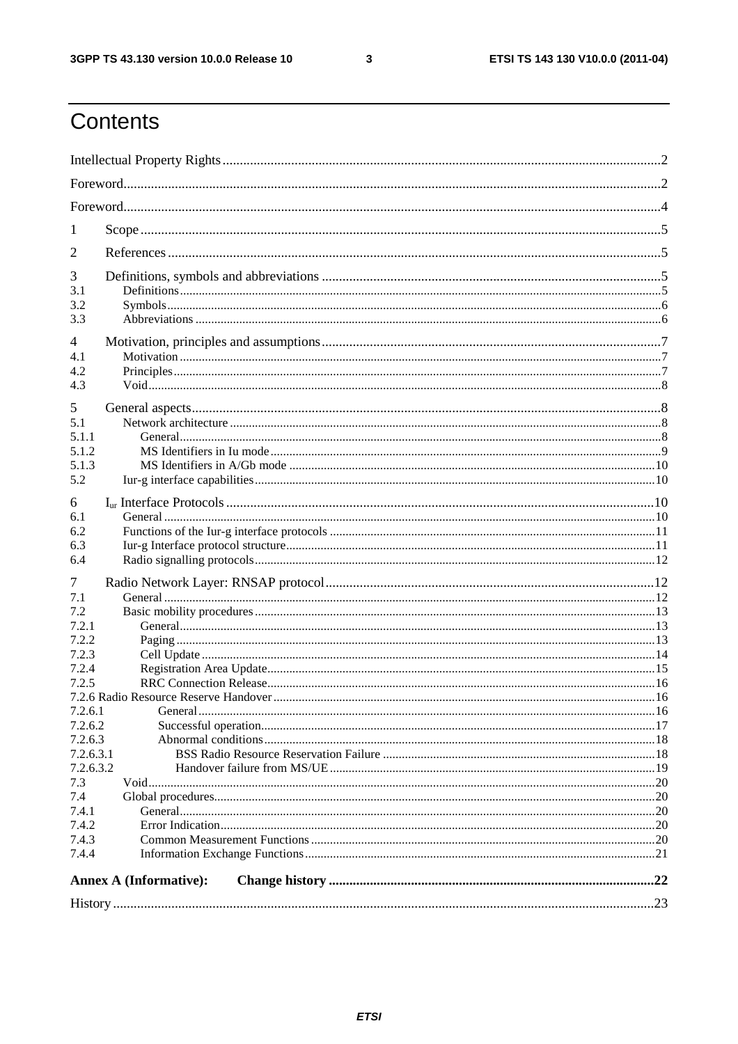# Contents

Intellectual Property Rights....2
Foreword....2
Foreword....4
1 Scope....5
2 References....5
3 Definitions, symbols and abbreviations....5
3.1 Definitions....5
3.2 Symbols....6
3.3 Abbreviations....6
4 Motivation, principles and assumptions....7
4.1 Motivation....7
4.2 Principles....7
4.3 Void....8
5 General aspects....8
5.1 Network architecture....8
5.1.1 General....8
5.1.2 MS Identifiers in Iu mode....9
5.1.3 MS Identifiers in A/Gb mode....10
5.2 Iur-g interface capabilities....10
6 $I_{ur}$ Interface Protocols....10
6.1 General....10
6.2 Functions of the Iur-g interface protocols....11
6.3 Iur-g Interface protocol structure....11
6.4 Radio signalling protocols....12
7 Radio Network Layer: RNSAP protocol....12
7.1 General....12
7.2 Basic mobility procedures....13
7.2.1 General....13
7.2.2 Paging....13
7.2.3 Cell Update....14
7.2.4 Registration Area Update....15
7.2.5 RRC Connection Release....16
7.2.6 Radio Resource Reserve Handover....16
7.2.6.1 General....16
7.2.6.2 Successful operation....17
7.2.6.3 Abnormal conditions....18
7.2.6.3.1 BSS Radio Resource Reservation Failure....18
7.2.6.3.2 Handover failure from MS/UE....19
7.3 Void....20
7.4 Global procedures....20
7.4.1 General....20
7.4.2 Error Indication....20
7.4.3 Common Measurement Functions....20
7.4.4 Information Exchange Functions....21

**Annex A (Informative): Change history....22**

History....23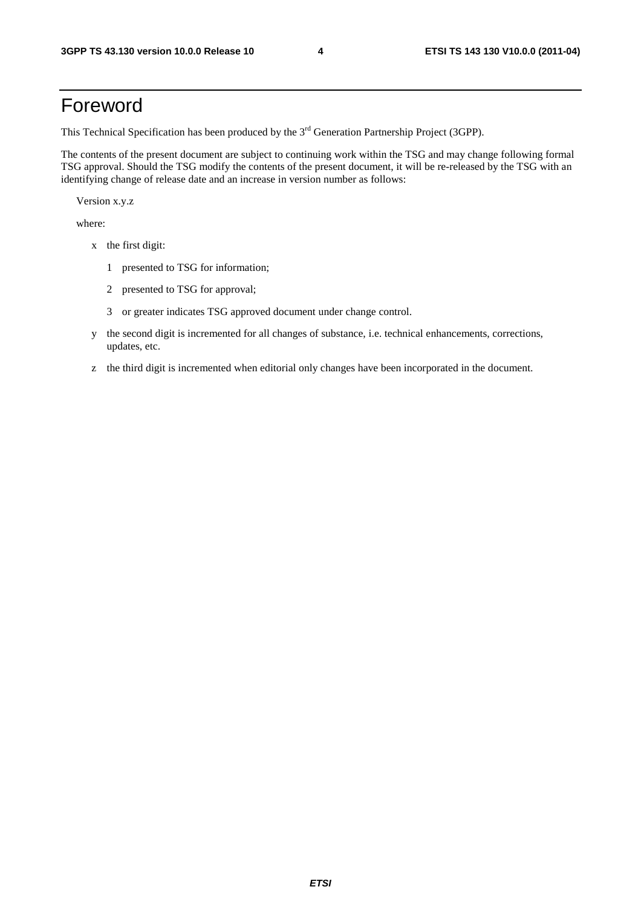# Foreword

This Technical Specification has been produced by the 3rd Generation Partnership Project (3GPP).

The contents of the present document are subject to continuing work within the TSG and may change following formal TSG approval. Should the TSG modify the contents of the present document, it will be re-released by the TSG with an identifying change of release date and an increase in version number as follows:

Version x.y.z

where:

- x the first digit:
  - 1 presented to TSG for information;
  - 2 presented to TSG for approval;
  - 3 or greater indicates TSG approved document under change control.
- y the second digit is incremented for all changes of substance, i.e. technical enhancements, corrections, updates, etc.
- z the third digit is incremented when editorial only changes have been incorporated in the document.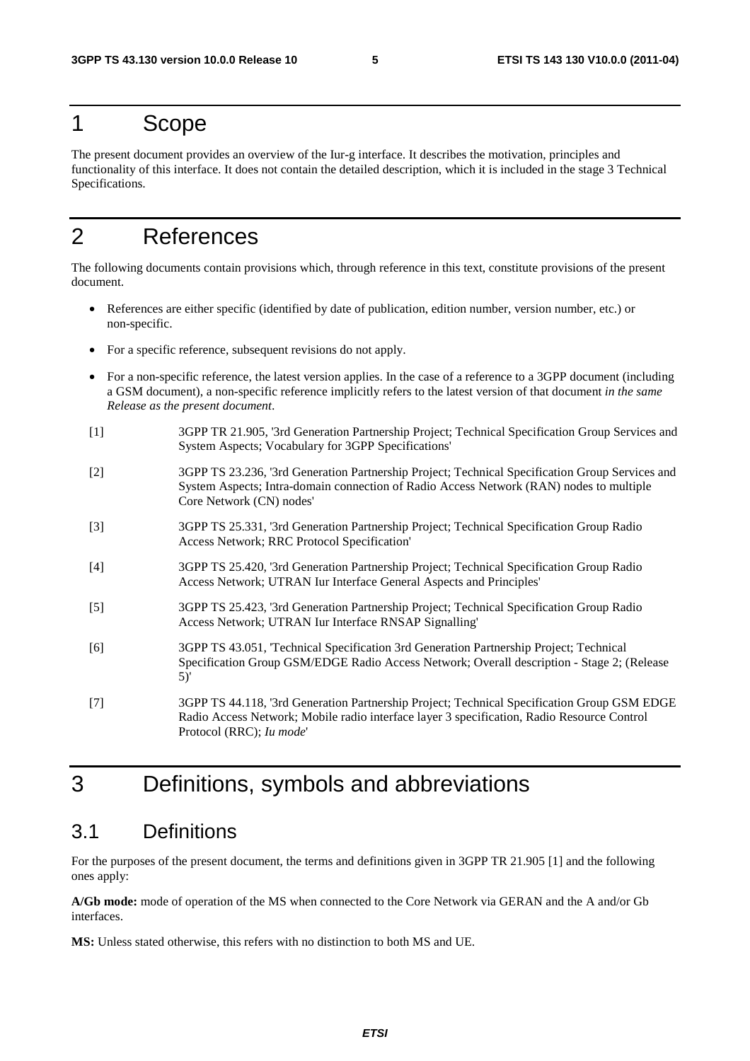# 1 Scope

The present document provides an overview of the Iur-g interface. It describes the motivation, principles and functionality of this interface. It does not contain the detailed description, which it is included in the stage 3 Technical Specifications.

# 2 References

The following documents contain provisions which, through reference in this text, constitute provisions of the present document.

- References are either specific (identified by date of publication, edition number, version number, etc.) or non-specific.
- For a specific reference, subsequent revisions do not apply.
- For a non-specific reference, the latest version applies. In the case of a reference to a 3GPP document (including a GSM document), a non-specific reference implicitly refers to the latest version of that document *in the same Release as the present document*.

[1] 3GPP TR 21.905, '3rd Generation Partnership Project; Technical Specification Group Services and System Aspects; Vocabulary for 3GPP Specifications'

[2] 3GPP TS 23.236, '3rd Generation Partnership Project; Technical Specification Group Services and System Aspects; Intra-domain connection of Radio Access Network (RAN) nodes to multiple Core Network (CN) nodes'

[3] 3GPP TS 25.331, '3rd Generation Partnership Project; Technical Specification Group Radio Access Network; RRC Protocol Specification'

[4] 3GPP TS 25.420, '3rd Generation Partnership Project; Technical Specification Group Radio Access Network; UTRAN Iur Interface General Aspects and Principles'

[5] 3GPP TS 25.423, '3rd Generation Partnership Project; Technical Specification Group Radio Access Network; UTRAN Iur Interface RNSAP Signalling'

[6] 3GPP TS 43.051, 'Technical Specification 3rd Generation Partnership Project; Technical Specification Group GSM/EDGE Radio Access Network; Overall description - Stage 2; (Release 5)'

[7] 3GPP TS 44.118, '3rd Generation Partnership Project; Technical Specification Group GSM EDGE Radio Access Network; Mobile radio interface layer 3 specification, Radio Resource Control Protocol (RRC); *Iu mode*'

# 3 Definitions, symbols and abbreviations

## 3.1 Definitions

For the purposes of the present document, the terms and definitions given in 3GPP TR 21.905 [1] and the following ones apply:

**A/Gb mode:** mode of operation of the MS when connected to the Core Network via GERAN and the A and/or Gb interfaces.

**MS:** Unless stated otherwise, this refers with no distinction to both MS and UE.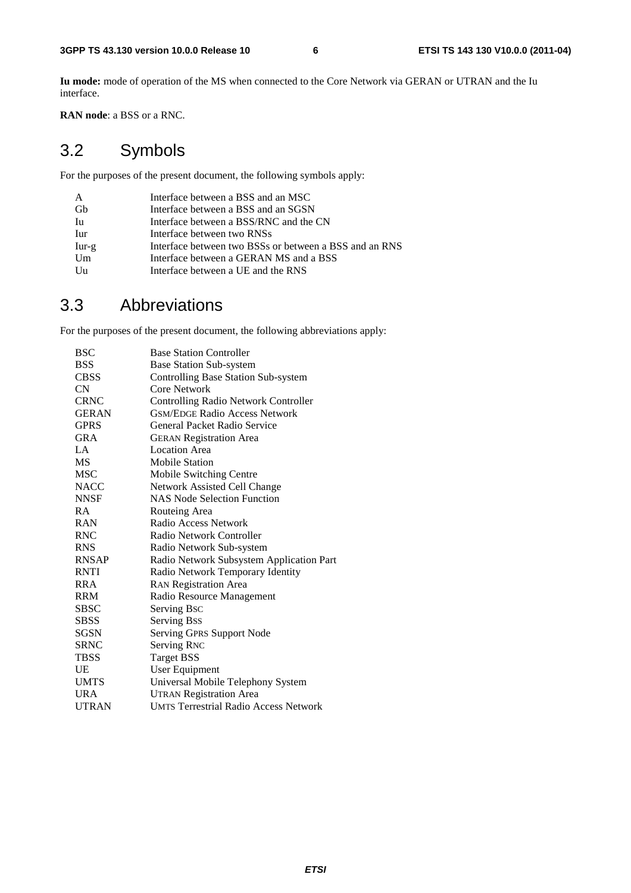**Iu mode:** mode of operation of the MS when connected to the Core Network via GERAN or UTRAN and the Iu interface.

**RAN node**: a BSS or a RNC.

## 3.2 Symbols

For the purposes of the present document, the following symbols apply:

| | |
|---|---|
| A | Interface between a BSS and an MSC |
| Gb | Interface between a BSS and an SGSN |
| Iu | Interface between a BSS/RNC and the CN |
| Iur | Interface between two RNSs |
| Iur-g | Interface between two BSSs or between a BSS and an RNS |
| Um | Interface between a GERAN MS and a BSS |
| Uu | Interface between a UE and the RNS |

## 3.3 Abbreviations

For the purposes of the present document, the following abbreviations apply:

| | |
|---|---|
| BSC | Base Station Controller |
| BSS | Base Station Sub-system |
| CBSS | Controlling Base Station Sub-system |
| CN | Core Network |
| CRNC | Controlling Radio Network Controller |
| GERAN | GSM/EDGE Radio Access Network |
| GPRS | General Packet Radio Service |
| GRA | GERAN Registration Area |
| LA | Location Area |
| MS | Mobile Station |
| MSC | Mobile Switching Centre |
| NACC | Network Assisted Cell Change |
| NNSF | NAS Node Selection Function |
| RA | Routeing Area |
| RAN | Radio Access Network |
| RNC | Radio Network Controller |
| RNS | Radio Network Sub-system |
| RNSAP | Radio Network Subsystem Application Part |
| RNTI | Radio Network Temporary Identity |
| RRA | RAN Registration Area |
| RRM | Radio Resource Management |
| SBSC | Serving BSC |
| SBSS | Serving BSS |
| SGSN | Serving GPRS Support Node |
| SRNC | Serving RNC |
| TBSS | Target BSS |
| UE | User Equipment |
| UMTS | Universal Mobile Telephony System |
| URA | UTRAN Registration Area |
| UTRAN | UMTS Terrestrial Radio Access Network |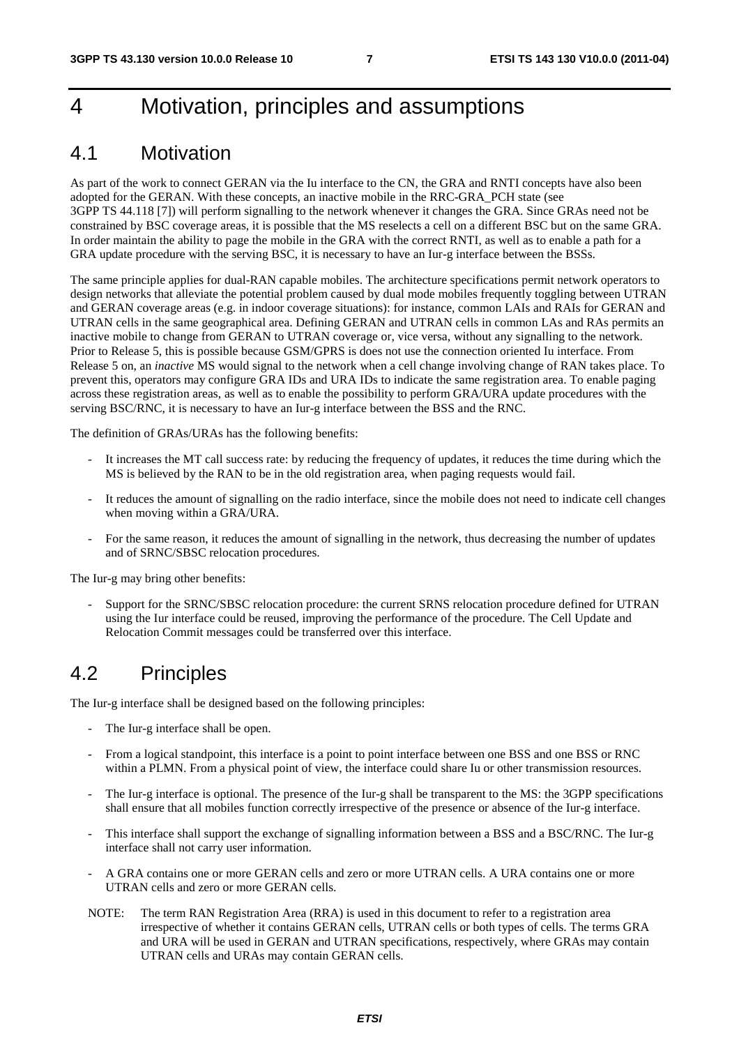# 4 Motivation, principles and assumptions

## 4.1 Motivation

As part of the work to connect GERAN via the Iu interface to the CN, the GRA and RNTI concepts have also been adopted for the GERAN. With these concepts, an inactive mobile in the RRC-GRA_PCH state (see 3GPP TS 44.118 [7]) will perform signalling to the network whenever it changes the GRA. Since GRAs need not be constrained by BSC coverage areas, it is possible that the MS reselects a cell on a different BSC but on the same GRA. In order maintain the ability to page the mobile in the GRA with the correct RNTI, as well as to enable a path for a GRA update procedure with the serving BSC, it is necessary to have an Iur-g interface between the BSSs.

The same principle applies for dual-RAN capable mobiles. The architecture specifications permit network operators to design networks that alleviate the potential problem caused by dual mode mobiles frequently toggling between UTRAN and GERAN coverage areas (e.g. in indoor coverage situations): for instance, common LAIs and RAIs for GERAN and UTRAN cells in the same geographical area. Defining GERAN and UTRAN cells in common LAs and RAs permits an inactive mobile to change from GERAN to UTRAN coverage or, vice versa, without any signalling to the network. Prior to Release 5, this is possible because GSM/GPRS is does not use the connection oriented Iu interface. From Release 5 on, an *inactive* MS would signal to the network when a cell change involving change of RAN takes place. To prevent this, operators may configure GRA IDs and URA IDs to indicate the same registration area. To enable paging across these registration areas, as well as to enable the possibility to perform GRA/URA update procedures with the serving BSC/RNC, it is necessary to have an Iur-g interface between the BSS and the RNC.

The definition of GRAs/URAs has the following benefits:

- It increases the MT call success rate: by reducing the frequency of updates, it reduces the time during which the MS is believed by the RAN to be in the old registration area, when paging requests would fail.
- It reduces the amount of signalling on the radio interface, since the mobile does not need to indicate cell changes when moving within a GRA/URA.
- For the same reason, it reduces the amount of signalling in the network, thus decreasing the number of updates and of SRNC/SBSC relocation procedures.

The Iur-g may bring other benefits:

- Support for the SRNC/SBSC relocation procedure: the current SRNS relocation procedure defined for UTRAN using the Iur interface could be reused, improving the performance of the procedure. The Cell Update and Relocation Commit messages could be transferred over this interface.

## 4.2 Principles

The Iur-g interface shall be designed based on the following principles:

- The Iur-g interface shall be open.
- From a logical standpoint, this interface is a point to point interface between one BSS and one BSS or RNC within a PLMN. From a physical point of view, the interface could share Iu or other transmission resources.
- The Iur-g interface is optional. The presence of the Iur-g shall be transparent to the MS: the 3GPP specifications shall ensure that all mobiles function correctly irrespective of the presence or absence of the Iur-g interface.
- This interface shall support the exchange of signalling information between a BSS and a BSC/RNC. The Iur-g interface shall not carry user information.
- A GRA contains one or more GERAN cells and zero or more UTRAN cells. A URA contains one or more UTRAN cells and zero or more GERAN cells.

NOTE: The term RAN Registration Area (RRA) is used in this document to refer to a registration area irrespective of whether it contains GERAN cells, UTRAN cells or both types of cells. The terms GRA and URA will be used in GERAN and UTRAN specifications, respectively, where GRAs may contain UTRAN cells and URAs may contain GERAN cells.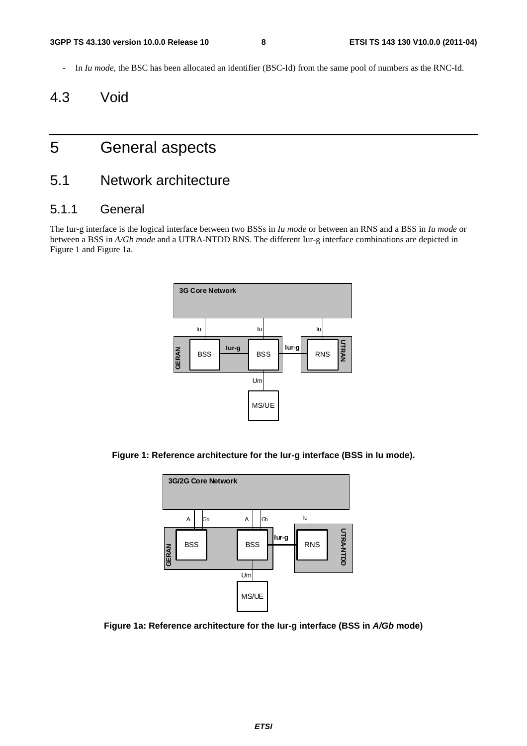- In *Iu mode*, the BSC has been allocated an identifier (BSC-Id) from the same pool of numbers as the RNC-Id.

## 4.3 Void

# 5 General aspects

## 5.1 Network architecture

### 5.1.1 General

The Iur-g interface is the logical interface between two BSSs in *Iu mode* or between an RNS and a BSS in *Iu mode* or between a BSS in *A/Gb mode* and a UTRA-NTDD RNS. The different Iur-g interface combinations are depicted in Figure 1 and Figure 1a.

**Figure 1: Reference architecture for the Iur-g interface (BSS in Iu mode).**

**Figure 1a: Reference architecture for the Iur-g interface (BSS in *A/Gb* mode)**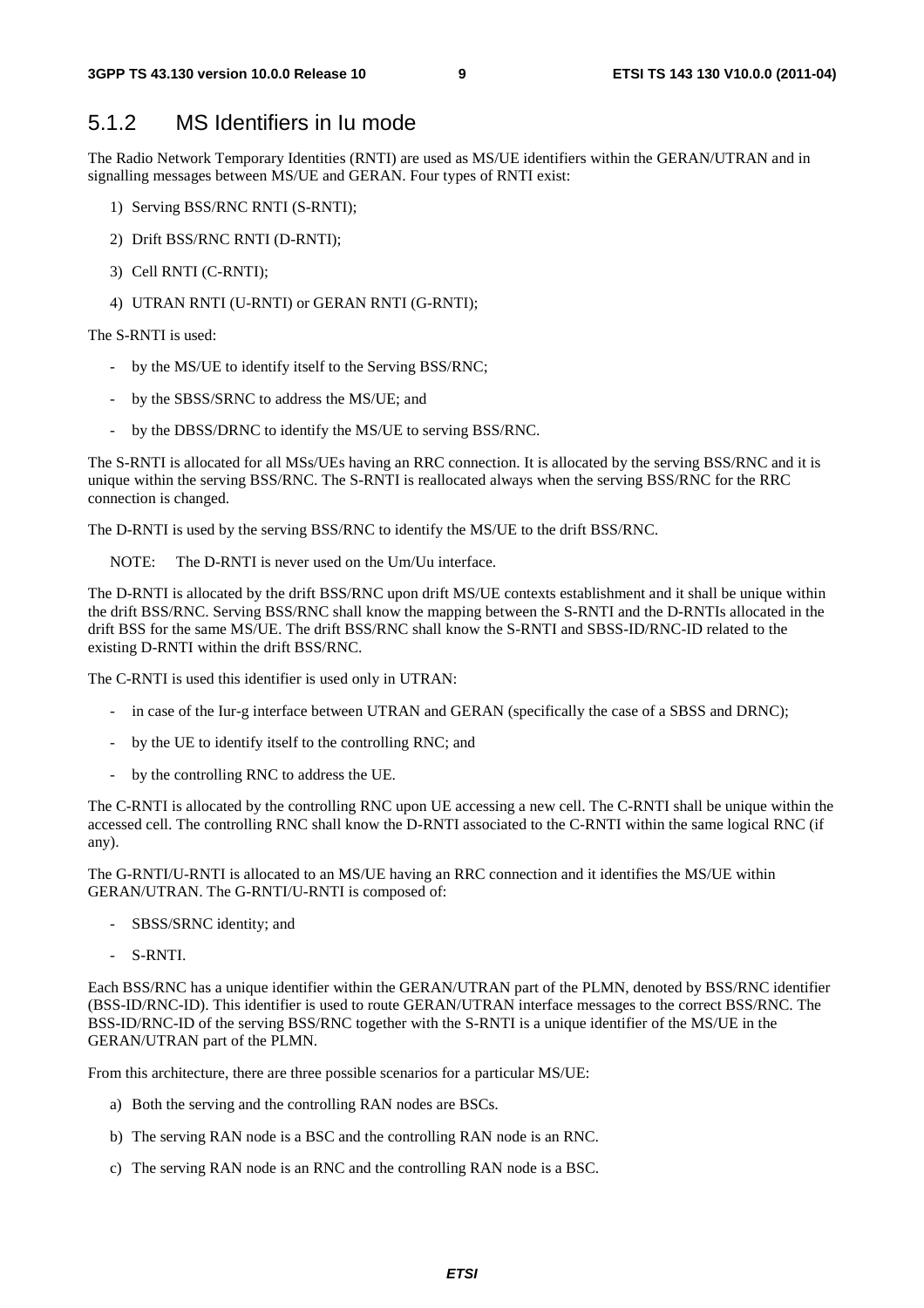### 5.1.2 MS Identifiers in Iu mode

The Radio Network Temporary Identities (RNTI) are used as MS/UE identifiers within the GERAN/UTRAN and in signalling messages between MS/UE and GERAN. Four types of RNTI exist:

1) Serving BSS/RNC RNTI (S-RNTI);

2) Drift BSS/RNC RNTI (D-RNTI);

3) Cell RNTI (C-RNTI);

4) UTRAN RNTI (U-RNTI) or GERAN RNTI (G-RNTI);

The S-RNTI is used:

- by the MS/UE to identify itself to the Serving BSS/RNC;
- by the SBSS/SRNC to address the MS/UE; and
- by the DBSS/DRNC to identify the MS/UE to serving BSS/RNC.

The S-RNTI is allocated for all MSs/UEs having an RRC connection. It is allocated by the serving BSS/RNC and it is unique within the serving BSS/RNC. The S-RNTI is reallocated always when the serving BSS/RNC for the RRC connection is changed.

The D-RNTI is used by the serving BSS/RNC to identify the MS/UE to the drift BSS/RNC.

NOTE: The D-RNTI is never used on the Um/Uu interface.

The D-RNTI is allocated by the drift BSS/RNC upon drift MS/UE contexts establishment and it shall be unique within the drift BSS/RNC. Serving BSS/RNC shall know the mapping between the S-RNTI and the D-RNTIs allocated in the drift BSS for the same MS/UE. The drift BSS/RNC shall know the S-RNTI and SBSS-ID/RNC-ID related to the existing D-RNTI within the drift BSS/RNC.

The C-RNTI is used this identifier is used only in UTRAN:

- in case of the Iur-g interface between UTRAN and GERAN (specifically the case of a SBSS and DRNC);
- by the UE to identify itself to the controlling RNC; and
- by the controlling RNC to address the UE.

The C-RNTI is allocated by the controlling RNC upon UE accessing a new cell. The C-RNTI shall be unique within the accessed cell. The controlling RNC shall know the D-RNTI associated to the C-RNTI within the same logical RNC (if any).

The G-RNTI/U-RNTI is allocated to an MS/UE having an RRC connection and it identifies the MS/UE within GERAN/UTRAN. The G-RNTI/U-RNTI is composed of:

- SBSS/SRNC identity; and
- S-RNTI.

Each BSS/RNC has a unique identifier within the GERAN/UTRAN part of the PLMN, denoted by BSS/RNC identifier (BSS-ID/RNC-ID). This identifier is used to route GERAN/UTRAN interface messages to the correct BSS/RNC. The BSS-ID/RNC-ID of the serving BSS/RNC together with the S-RNTI is a unique identifier of the MS/UE in the GERAN/UTRAN part of the PLMN.

From this architecture, there are three possible scenarios for a particular MS/UE:

a) Both the serving and the controlling RAN nodes are BSCs.

b) The serving RAN node is a BSC and the controlling RAN node is an RNC.

c) The serving RAN node is an RNC and the controlling RAN node is a BSC.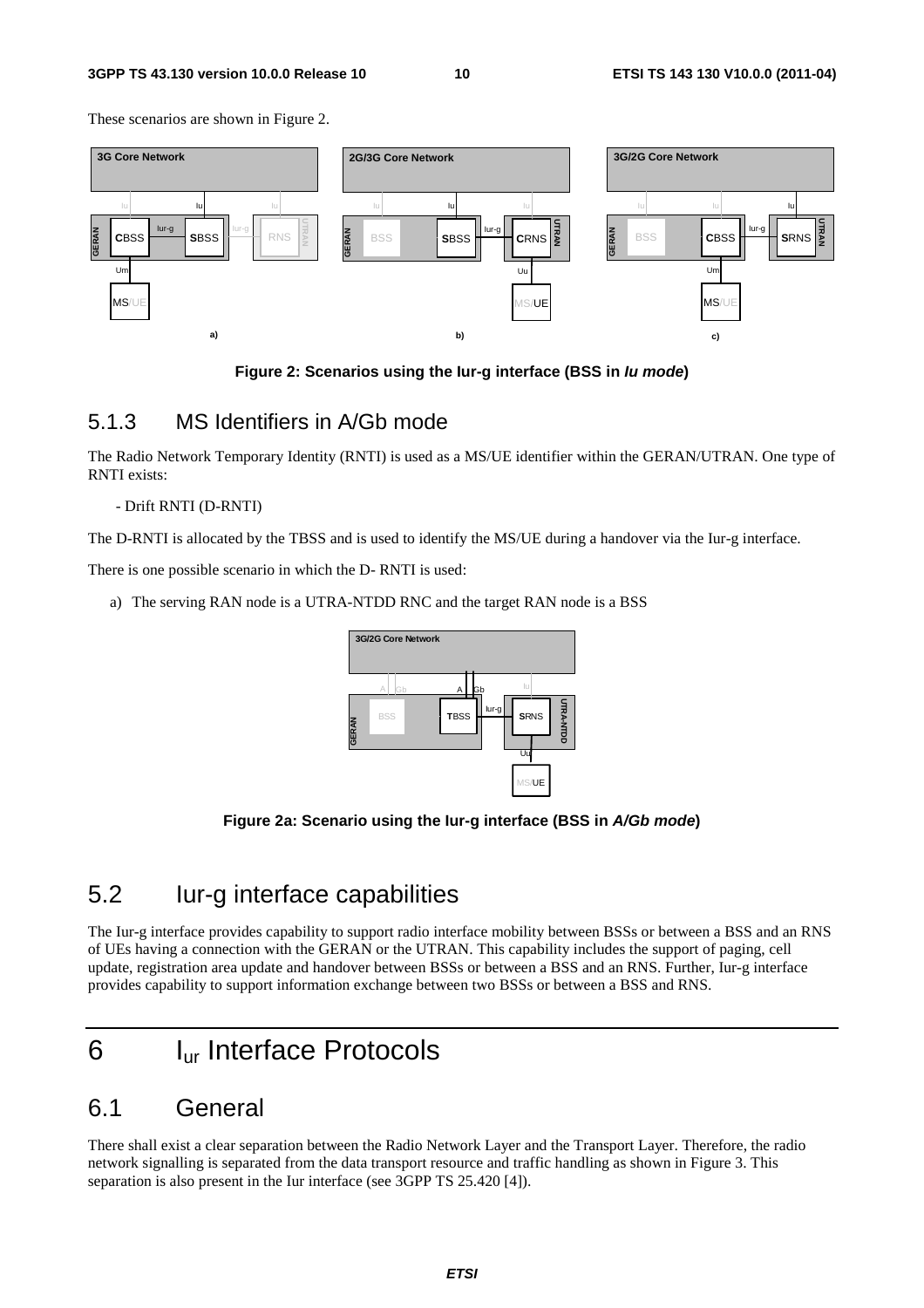These scenarios are shown in Figure 2.

**Figure 2: Scenarios using the Iur-g interface (BSS in *Iu mode*)**

### 5.1.3 MS Identifiers in A/Gb mode

The Radio Network Temporary Identity (RNTI) is used as a MS/UE identifier within the GERAN/UTRAN. One type of RNTI exists:

- Drift RNTI (D-RNTI)

The D-RNTI is allocated by the TBSS and is used to identify the MS/UE during a handover via the Iur-g interface.

There is one possible scenario in which the D- RNTI is used:

a) The serving RAN node is a UTRA-NTDD RNC and the target RAN node is a BSS

**Figure 2a: Scenario using the Iur-g interface (BSS in *A/Gb mode*)**

## 5.2 Iur-g interface capabilities

The Iur-g interface provides capability to support radio interface mobility between BSSs or between a BSS and an RNS of UEs having a connection with the GERAN or the UTRAN. This capability includes the support of paging, cell update, registration area update and handover between BSSs or between a BSS and an RNS. Further, Iur-g interface provides capability to support information exchange between two BSSs or between a BSS and RNS.

# 6 $I_{ur}$ Interface Protocols

## 6.1 General

There shall exist a clear separation between the Radio Network Layer and the Transport Layer. Therefore, the radio network signalling is separated from the data transport resource and traffic handling as shown in Figure 3. This separation is also present in the Iur interface (see 3GPP TS 25.420 [4]).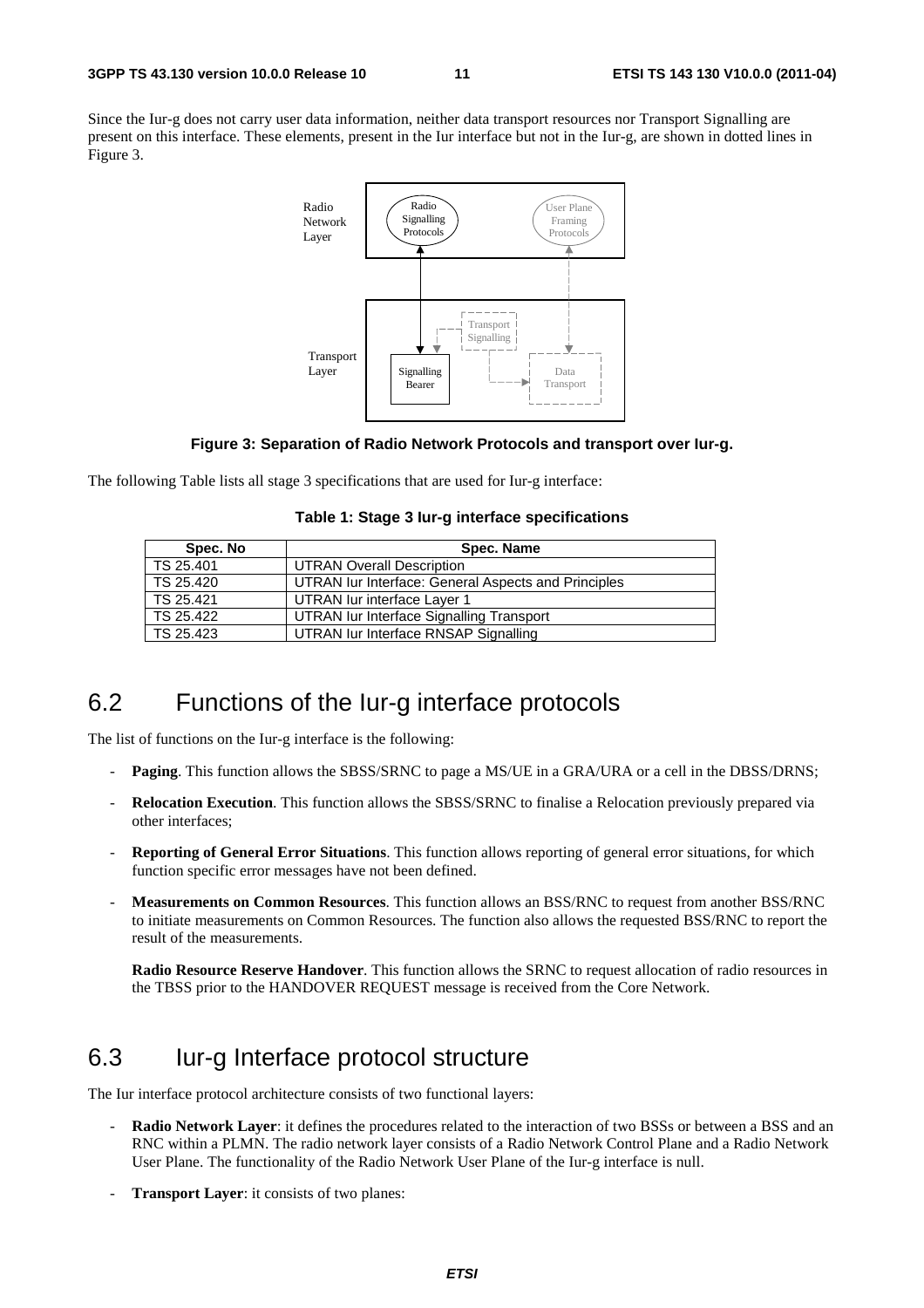Since the Iur-g does not carry user data information, neither data transport resources nor Transport Signalling are present on this interface. These elements, present in the Iur interface but not in the Iur-g, are shown in dotted lines in Figure 3.

**Figure 3: Separation of Radio Network Protocols and transport over Iur-g.**

The following Table lists all stage 3 specifications that are used for Iur-g interface:

**Table 1: Stage 3 Iur-g interface specifications**

| Spec. No | Spec. Name |
|---|---|
| TS 25.401 | UTRAN Overall Description |
| TS 25.420 | UTRAN Iur Interface: General Aspects and Principles |
| TS 25.421 | UTRAN Iur interface Layer 1 |
| TS 25.422 | UTRAN Iur Interface Signalling Transport |
| TS 25.423 | UTRAN Iur Interface RNSAP Signalling |

## 6.2 Functions of the Iur-g interface protocols

The list of functions on the Iur-g interface is the following:

- **Paging**. This function allows the SBSS/SRNC to page a MS/UE in a GRA/URA or a cell in the DBSS/DRNS;
- **Relocation Execution**. This function allows the SBSS/SRNC to finalise a Relocation previously prepared via other interfaces;
- **Reporting of General Error Situations**. This function allows reporting of general error situations, for which function specific error messages have not been defined.
- **Measurements on Common Resources**. This function allows an BSS/RNC to request from another BSS/RNC to initiate measurements on Common Resources. The function also allows the requested BSS/RNC to report the result of the measurements.

  **Radio Resource Reserve Handover**. This function allows the SRNC to request allocation of radio resources in the TBSS prior to the HANDOVER REQUEST message is received from the Core Network.

## 6.3 Iur-g Interface protocol structure

The Iur interface protocol architecture consists of two functional layers:

- **Radio Network Layer**: it defines the procedures related to the interaction of two BSSs or between a BSS and an RNC within a PLMN. The radio network layer consists of a Radio Network Control Plane and a Radio Network User Plane. The functionality of the Radio Network User Plane of the Iur-g interface is null.
- **Transport Layer**: it consists of two planes: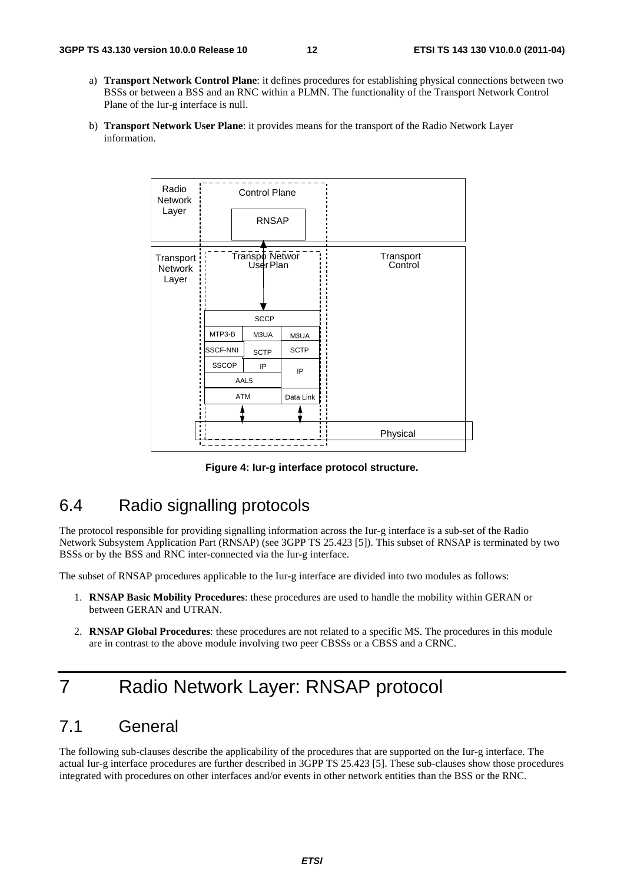a) **Transport Network Control Plane**: it defines procedures for establishing physical connections between two BSSs or between a BSS and an RNC within a PLMN. The functionality of the Transport Network Control Plane of the Iur-g interface is null.

b) **Transport Network User Plane**: it provides means for the transport of the Radio Network Layer information.

**Figure 4: Iur-g interface protocol structure.**

## 6.4 Radio signalling protocols

The protocol responsible for providing signalling information across the Iur-g interface is a sub-set of the Radio Network Subsystem Application Part (RNSAP) (see 3GPP TS 25.423 [5]). This subset of RNSAP is terminated by two BSSs or by the BSS and RNC inter-connected via the Iur-g interface.

The subset of RNSAP procedures applicable to the Iur-g interface are divided into two modules as follows:

1. **RNSAP Basic Mobility Procedures**: these procedures are used to handle the mobility within GERAN or between GERAN and UTRAN.

2. **RNSAP Global Procedures**: these procedures are not related to a specific MS. The procedures in this module are in contrast to the above module involving two peer CBSSs or a CBSS and a CRNC.

# 7 Radio Network Layer: RNSAP protocol

## 7.1 General

The following sub-clauses describe the applicability of the procedures that are supported on the Iur-g interface. The actual Iur-g interface procedures are further described in 3GPP TS 25.423 [5]. These sub-clauses show those procedures integrated with procedures on other interfaces and/or events in other network entities than the BSS or the RNC.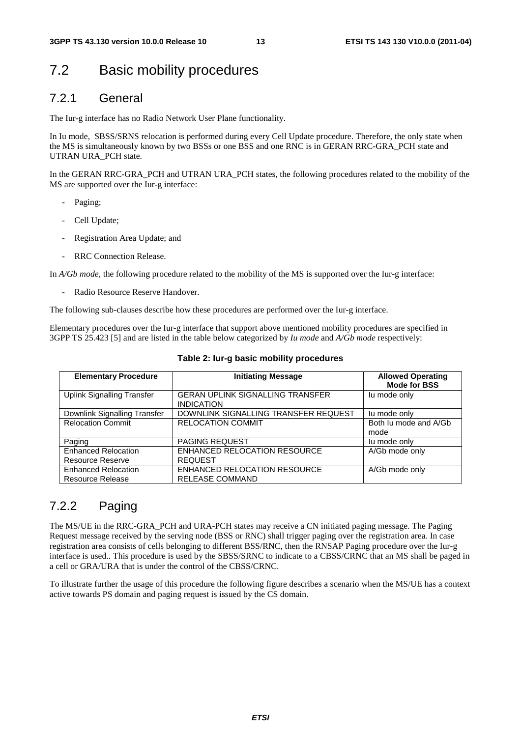## 7.2 Basic mobility procedures

### 7.2.1 General

The Iur-g interface has no Radio Network User Plane functionality.

In Iu mode, SBSS/SRNS relocation is performed during every Cell Update procedure. Therefore, the only state when the MS is simultaneously known by two BSSs or one BSS and one RNC is in GERAN RRC-GRA_PCH state and UTRAN URA_PCH state.

In the GERAN RRC-GRA_PCH and UTRAN URA_PCH states, the following procedures related to the mobility of the MS are supported over the Iur-g interface:

- Paging;
- Cell Update;
- Registration Area Update; and
- RRC Connection Release.

In *A/Gb mode*, the following procedure related to the mobility of the MS is supported over the Iur-g interface:

- Radio Resource Reserve Handover.

The following sub-clauses describe how these procedures are performed over the Iur-g interface.

Elementary procedures over the Iur-g interface that support above mentioned mobility procedures are specified in 3GPP TS 25.423 [5] and are listed in the table below categorized by *Iu mode* and *A/Gb mode* respectively:

**Table 2: Iur-g basic mobility procedures**

| Elementary Procedure | Initiating Message | Allowed Operating Mode for BSS |
|---|---|---|
| Uplink Signalling Transfer | GERAN UPLINK SIGNALLING TRANSFER INDICATION | Iu mode only |
| Downlink Signalling Transfer | DOWNLINK SIGNALLING TRANSFER REQUEST | Iu mode only |
| Relocation Commit | RELOCATION COMMIT | Both Iu mode and A/Gb mode |
| Paging | PAGING REQUEST | Iu mode only |
| Enhanced Relocation Resource Reserve | ENHANCED RELOCATION RESOURCE REQUEST | A/Gb mode only |
| Enhanced Relocation Resource Release | ENHANCED RELOCATION RESOURCE RELEASE COMMAND | A/Gb mode only |

### 7.2.2 Paging

The MS/UE in the RRC-GRA_PCH and URA-PCH states may receive a CN initiated paging message. The Paging Request message received by the serving node (BSS or RNC) shall trigger paging over the registration area. In case registration area consists of cells belonging to different BSS/RNC, then the RNSAP Paging procedure over the Iur-g interface is used.. This procedure is used by the SBSS/SRNC to indicate to a CBSS/CRNC that an MS shall be paged in a cell or GRA/URA that is under the control of the CBSS/CRNC.

To illustrate further the usage of this procedure the following figure describes a scenario when the MS/UE has a context active towards PS domain and paging request is issued by the CS domain.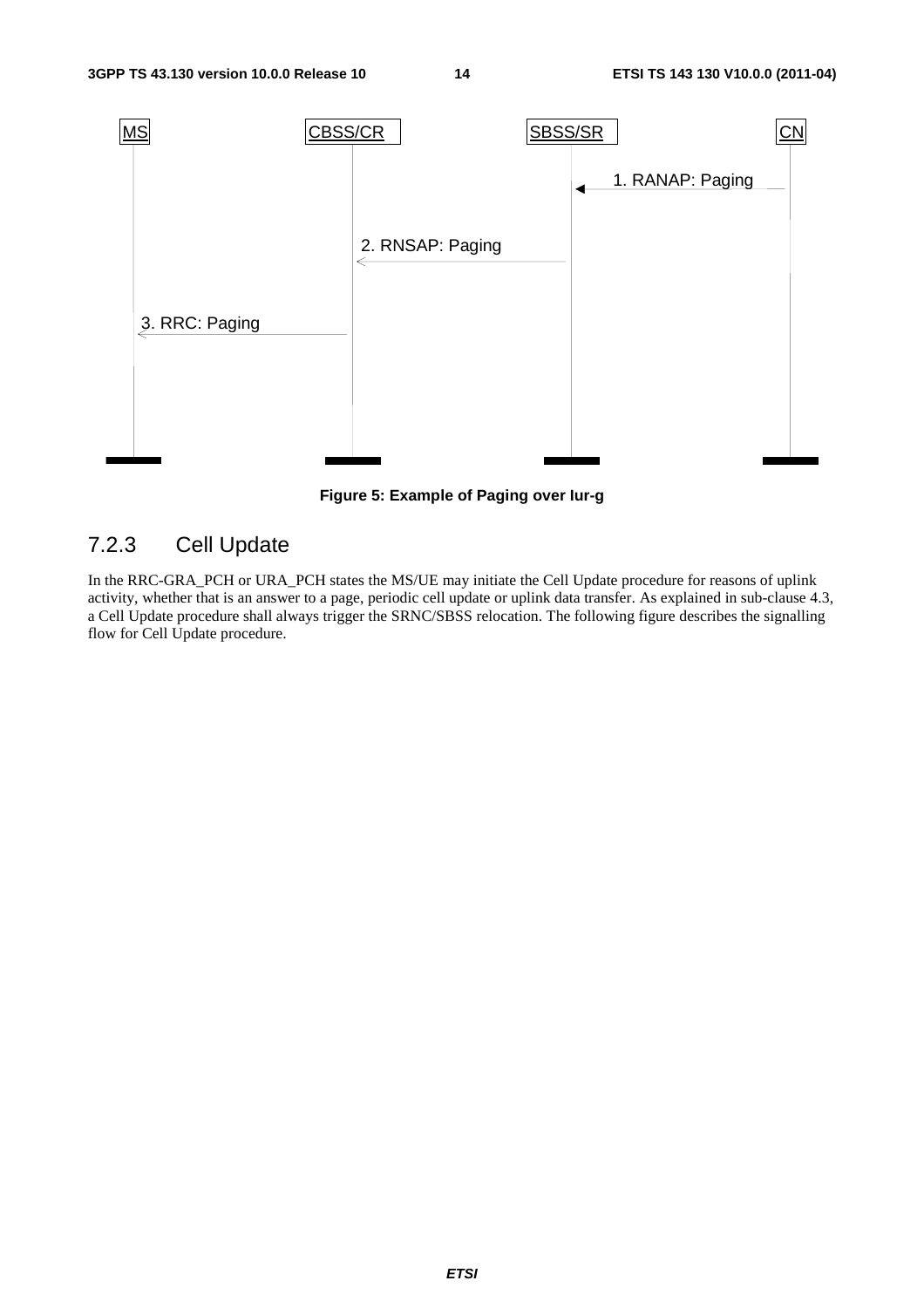MS | CBSS/CR | SBSS/SR | CN

1. RANAP: Paging

2. RNSAP: Paging

3. RRC: Paging

**Figure 5: Example of Paging over Iur-g**

### 7.2.3 Cell Update

In the RRC-GRA_PCH or URA_PCH states the MS/UE may initiate the Cell Update procedure for reasons of uplink activity, whether that is an answer to a page, periodic cell update or uplink data transfer. As explained in sub-clause 4.3, a Cell Update procedure shall always trigger the SRNC/SBSS relocation. The following figure describes the signalling flow for Cell Update procedure.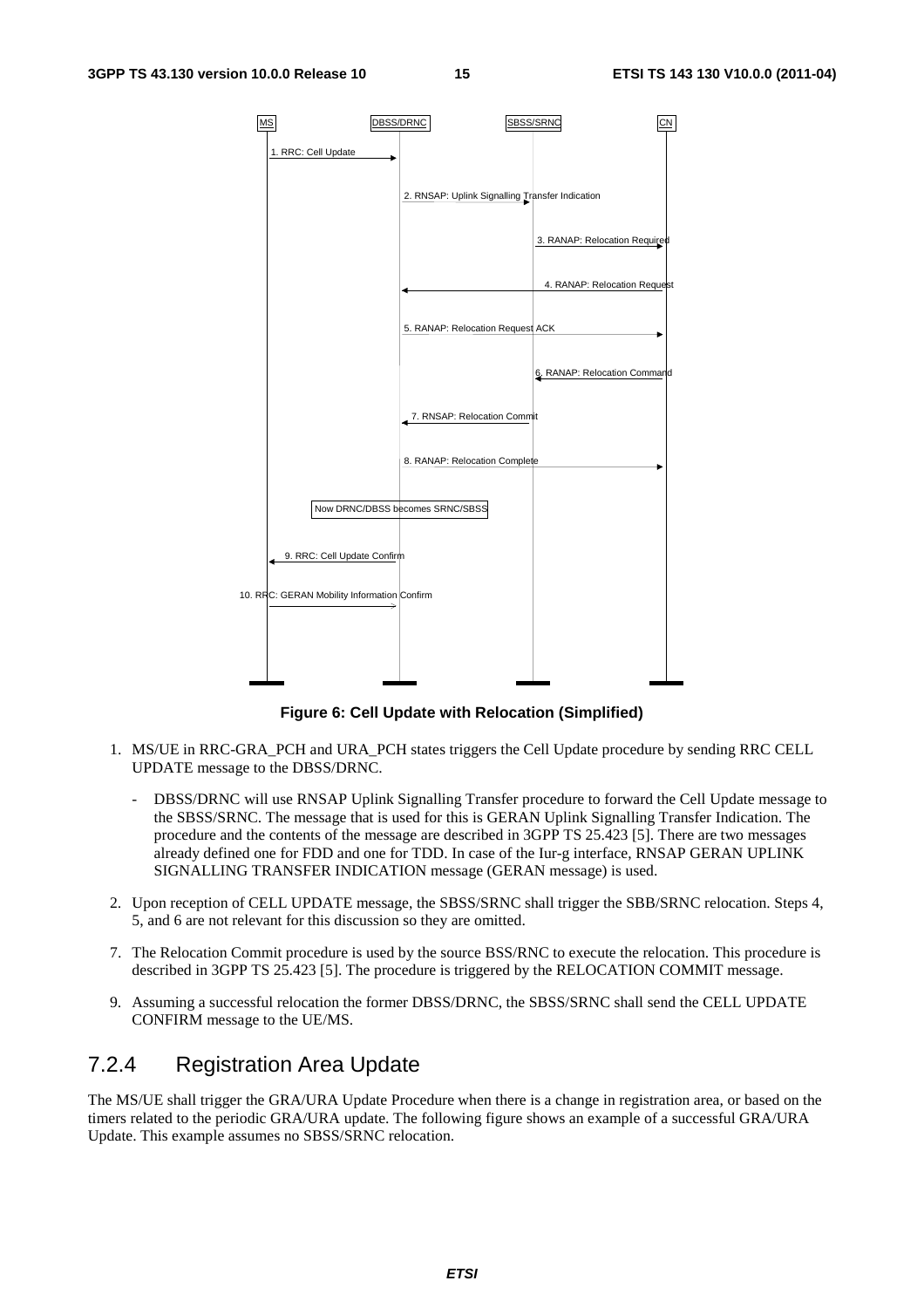**Figure 6: Cell Update with Relocation (Simplified)**

1. MS/UE in RRC-GRA_PCH and URA_PCH states triggers the Cell Update procedure by sending RRC CELL UPDATE message to the DBSS/DRNC.

   - DBSS/DRNC will use RNSAP Uplink Signalling Transfer procedure to forward the Cell Update message to the SBSS/SRNC. The message that is used for this is GERAN Uplink Signalling Transfer Indication. The procedure and the contents of the message are described in 3GPP TS 25.423 [5]. There are two messages already defined one for FDD and one for TDD. In case of the Iur-g interface, RNSAP GERAN UPLINK SIGNALLING TRANSFER INDICATION message (GERAN message) is used.

2. Upon reception of CELL UPDATE message, the SBSS/SRNC shall trigger the SBB/SRNC relocation. Steps 4, 5, and 6 are not relevant for this discussion so they are omitted.

7. The Relocation Commit procedure is used by the source BSS/RNC to execute the relocation. This procedure is described in 3GPP TS 25.423 [5]. The procedure is triggered by the RELOCATION COMMIT message.

9. Assuming a successful relocation the former DBSS/DRNC, the SBSS/SRNC shall send the CELL UPDATE CONFIRM message to the UE/MS.

### 7.2.4 Registration Area Update

The MS/UE shall trigger the GRA/URA Update Procedure when there is a change in registration area, or based on the timers related to the periodic GRA/URA update. The following figure shows an example of a successful GRA/URA Update. This example assumes no SBSS/SRNC relocation.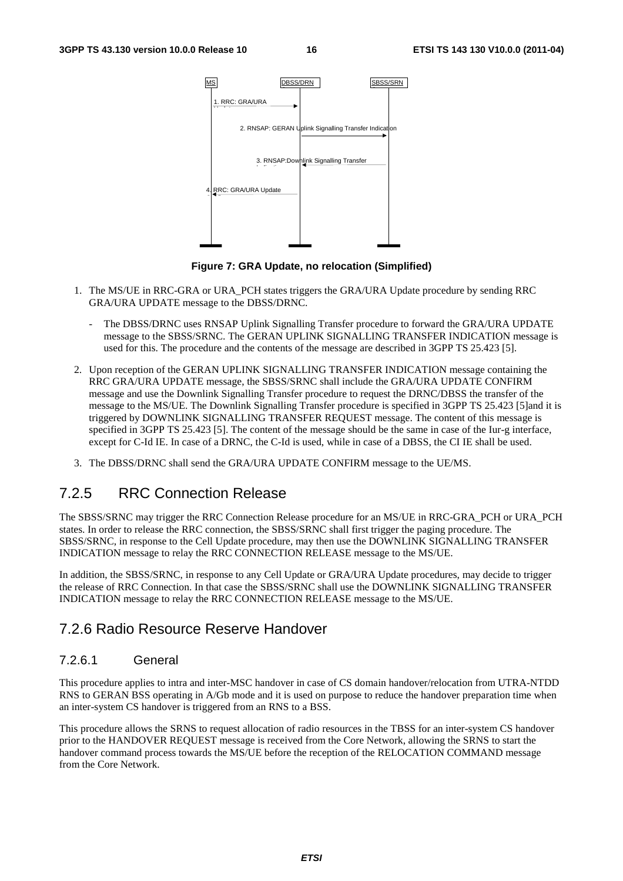Figure 7: GRA Update, no relocation (Simplified)

1. The MS/UE in RRC-GRA or URA_PCH states triggers the GRA/URA Update procedure by sending RRC GRA/URA UPDATE message to the DBSS/DRNC.

   - The DBSS/DRNC uses RNSAP Uplink Signalling Transfer procedure to forward the GRA/URA UPDATE message to the SBSS/SRNC. The GERAN UPLINK SIGNALLING TRANSFER INDICATION message is used for this. The procedure and the contents of the message are described in 3GPP TS 25.423 [5].

2. Upon reception of the GERAN UPLINK SIGNALLING TRANSFER INDICATION message containing the RRC GRA/URA UPDATE message, the SBSS/SRNC shall include the GRA/URA UPDATE CONFIRM message and use the Downlink Signalling Transfer procedure to request the DRNC/DBSS the transfer of the message to the MS/UE. The Downlink Signalling Transfer procedure is specified in 3GPP TS 25.423 [5]and it is triggered by DOWNLINK SIGNALLING TRANSFER REQUEST message. The content of this message is specified in 3GPP TS 25.423 [5]. The content of the message should be the same in case of the Iur-g interface, except for C-Id IE. In case of a DRNC, the C-Id is used, while in case of a DBSS, the CI IE shall be used.

3. The DBSS/DRNC shall send the GRA/URA UPDATE CONFIRM message to the UE/MS.

## 7.2.5 RRC Connection Release

The SBSS/SRNC may trigger the RRC Connection Release procedure for an MS/UE in RRC-GRA_PCH or URA_PCH states. In order to release the RRC connection, the SBSS/SRNC shall first trigger the paging procedure. The SBSS/SRNC, in response to the Cell Update procedure, may then use the DOWNLINK SIGNALLING TRANSFER INDICATION message to relay the RRC CONNECTION RELEASE message to the MS/UE.

In addition, the SBSS/SRNC, in response to any Cell Update or GRA/URA Update procedures, may decide to trigger the release of RRC Connection. In that case the SBSS/SRNC shall use the DOWNLINK SIGNALLING TRANSFER INDICATION message to relay the RRC CONNECTION RELEASE message to the MS/UE.

## 7.2.6 Radio Resource Reserve Handover

### 7.2.6.1 General

This procedure applies to intra and inter-MSC handover in case of CS domain handover/relocation from UTRA-NTDD RNS to GERAN BSS operating in A/Gb mode and it is used on purpose to reduce the handover preparation time when an inter-system CS handover is triggered from an RNS to a BSS.

This procedure allows the SRNS to request allocation of radio resources in the TBSS for an inter-system CS handover prior to the HANDOVER REQUEST message is received from the Core Network, allowing the SRNS to start the handover command process towards the MS/UE before the reception of the RELOCATION COMMAND message from the Core Network.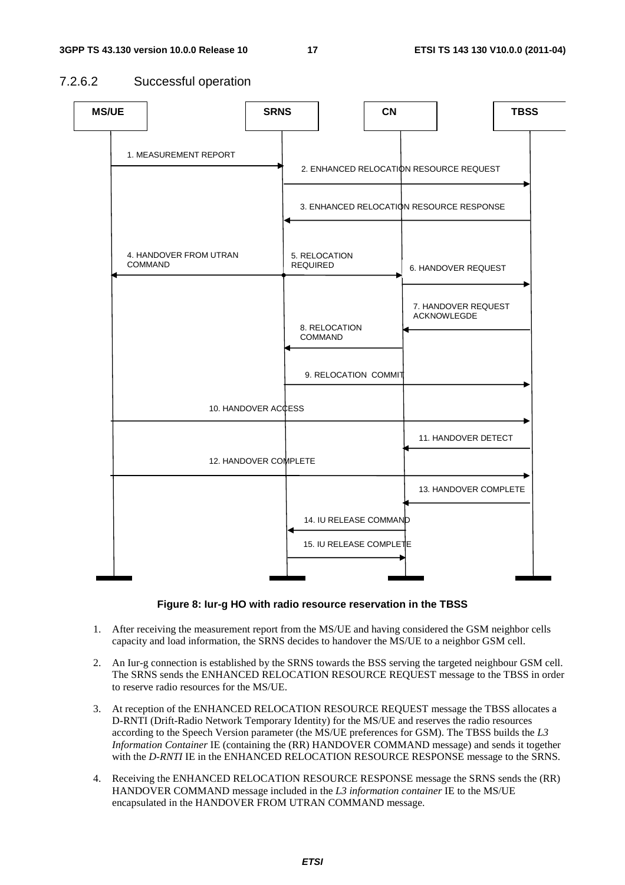### 7.2.6.2 Successful operation

**Figure 8: Iur-g HO with radio resource reservation in the TBSS**

1. After receiving the measurement report from the MS/UE and having considered the GSM neighbor cells capacity and load information, the SRNS decides to handover the MS/UE to a neighbor GSM cell.
2. An Iur-g connection is established by the SRNS towards the BSS serving the targeted neighbour GSM cell. The SRNS sends the ENHANCED RELOCATION RESOURCE REQUEST message to the TBSS in order to reserve radio resources for the MS/UE.
3. At reception of the ENHANCED RELOCATION RESOURCE REQUEST message the TBSS allocates a D-RNTI (Drift-Radio Network Temporary Identity) for the MS/UE and reserves the radio resources according to the Speech Version parameter (the MS/UE preferences for GSM). The TBSS builds the *L3 Information Container* IE (containing the (RR) HANDOVER COMMAND message) and sends it together with the *D-RNTI* IE in the ENHANCED RELOCATION RESOURCE RESPONSE message to the SRNS.
4. Receiving the ENHANCED RELOCATION RESOURCE RESPONSE message the SRNS sends the (RR) HANDOVER COMMAND message included in the *L3 information container* IE to the MS/UE encapsulated in the HANDOVER FROM UTRAN COMMAND message.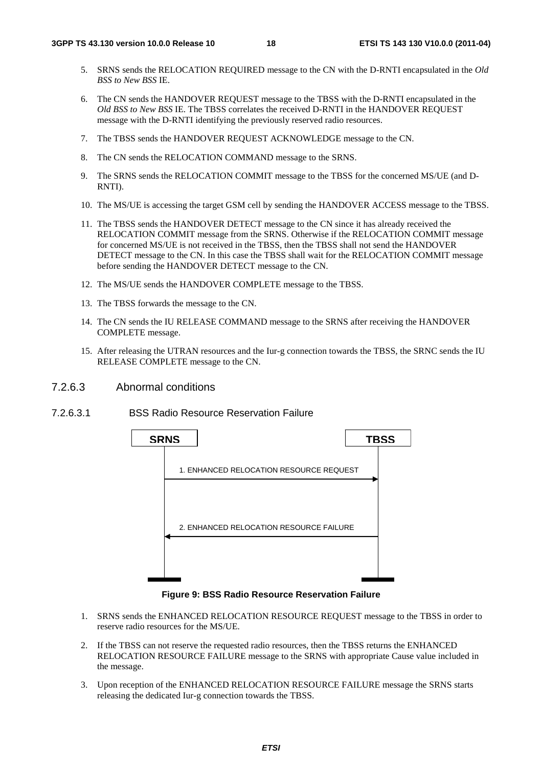5. SRNS sends the RELOCATION REQUIRED message to the CN with the D-RNTI encapsulated in the *Old BSS to New BSS* IE.

6. The CN sends the HANDOVER REQUEST message to the TBSS with the D-RNTI encapsulated in the *Old BSS to New BSS* IE. The TBSS correlates the received D-RNTI in the HANDOVER REQUEST message with the D-RNTI identifying the previously reserved radio resources.

7. The TBSS sends the HANDOVER REQUEST ACKNOWLEDGE message to the CN.

8. The CN sends the RELOCATION COMMAND message to the SRNS.

9. The SRNS sends the RELOCATION COMMIT message to the TBSS for the concerned MS/UE (and D-RNTI).

10. The MS/UE is accessing the target GSM cell by sending the HANDOVER ACCESS message to the TBSS.

11. The TBSS sends the HANDOVER DETECT message to the CN since it has already received the RELOCATION COMMIT message from the SRNS. Otherwise if the RELOCATION COMMIT message for concerned MS/UE is not received in the TBSS, then the TBSS shall not send the HANDOVER DETECT message to the CN. In this case the TBSS shall wait for the RELOCATION COMMIT message before sending the HANDOVER DETECT message to the CN.

12. The MS/UE sends the HANDOVER COMPLETE message to the TBSS.

13. The TBSS forwards the message to the CN.

14. The CN sends the IU RELEASE COMMAND message to the SRNS after receiving the HANDOVER COMPLETE message.

15. After releasing the UTRAN resources and the Iur-g connection towards the TBSS, the SRNC sends the IU RELEASE COMPLETE message to the CN.

### 7.2.6.3 Abnormal conditions

#### 7.2.6.3.1 BSS Radio Resource Reservation Failure

SRNS | TBSS

1. ENHANCED RELOCATION RESOURCE REQUEST

2. ENHANCED RELOCATION RESOURCE FAILURE

**Figure 9: BSS Radio Resource Reservation Failure**

1. SRNS sends the ENHANCED RELOCATION RESOURCE REQUEST message to the TBSS in order to reserve radio resources for the MS/UE.

2. If the TBSS can not reserve the requested radio resources, then the TBSS returns the ENHANCED RELOCATION RESOURCE FAILURE message to the SRNS with appropriate Cause value included in the message.

3. Upon reception of the ENHANCED RELOCATION RESOURCE FAILURE message the SRNS starts releasing the dedicated Iur-g connection towards the TBSS.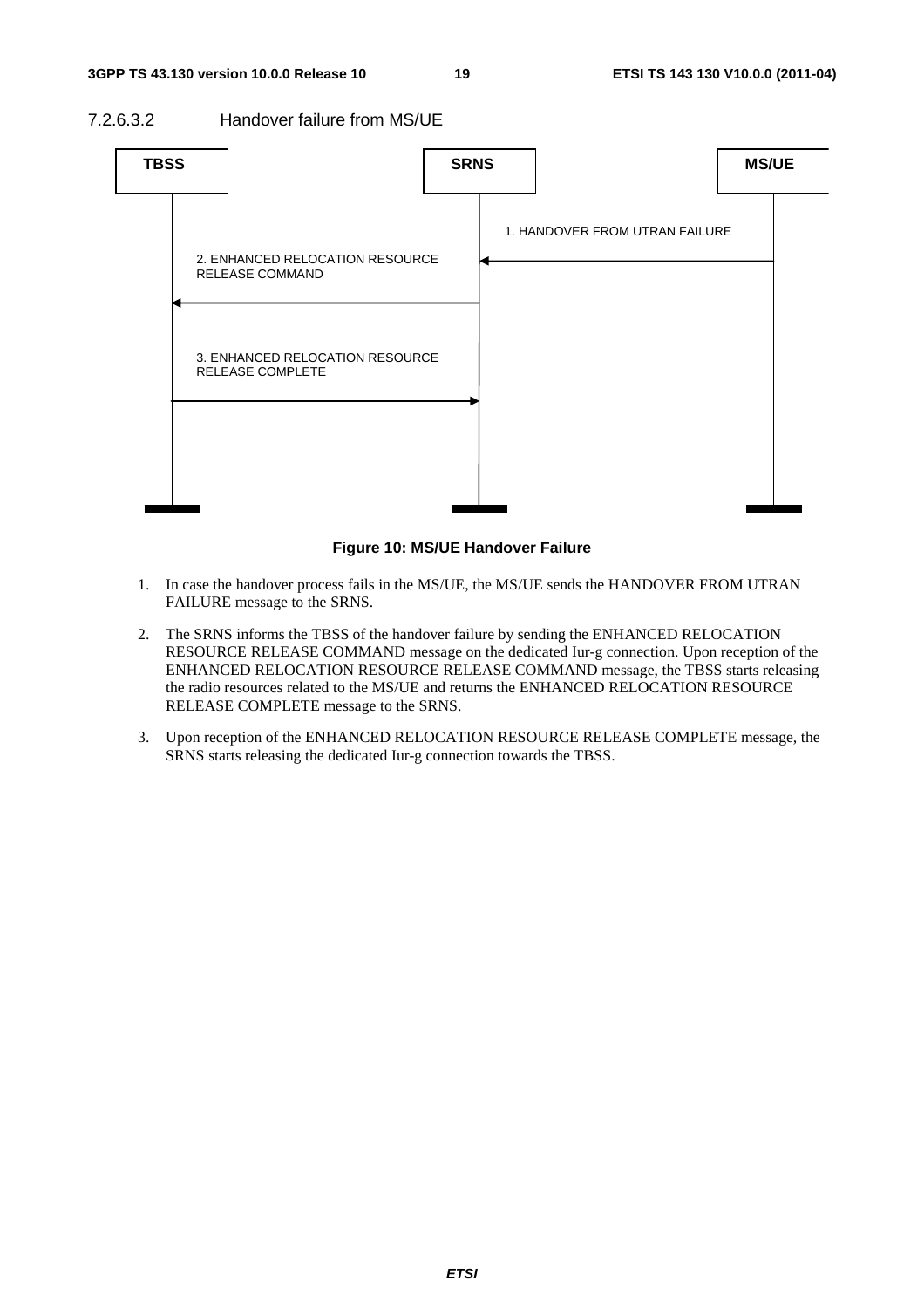#### 7.2.6.3.2 Handover failure from MS/UE

TBSS | SRNS | MS/UE

1. HANDOVER FROM UTRAN FAILURE

2. ENHANCED RELOCATION RESOURCE RELEASE COMMAND

3. ENHANCED RELOCATION RESOURCE RELEASE COMPLETE

**Figure 10: MS/UE Handover Failure**

1. In case the handover process fails in the MS/UE, the MS/UE sends the HANDOVER FROM UTRAN FAILURE message to the SRNS.

2. The SRNS informs the TBSS of the handover failure by sending the ENHANCED RELOCATION RESOURCE RELEASE COMMAND message on the dedicated Iur-g connection. Upon reception of the ENHANCED RELOCATION RESOURCE RELEASE COMMAND message, the TBSS starts releasing the radio resources related to the MS/UE and returns the ENHANCED RELOCATION RESOURCE RELEASE COMPLETE message to the SRNS.

3. Upon reception of the ENHANCED RELOCATION RESOURCE RELEASE COMPLETE message, the SRNS starts releasing the dedicated Iur-g connection towards the TBSS.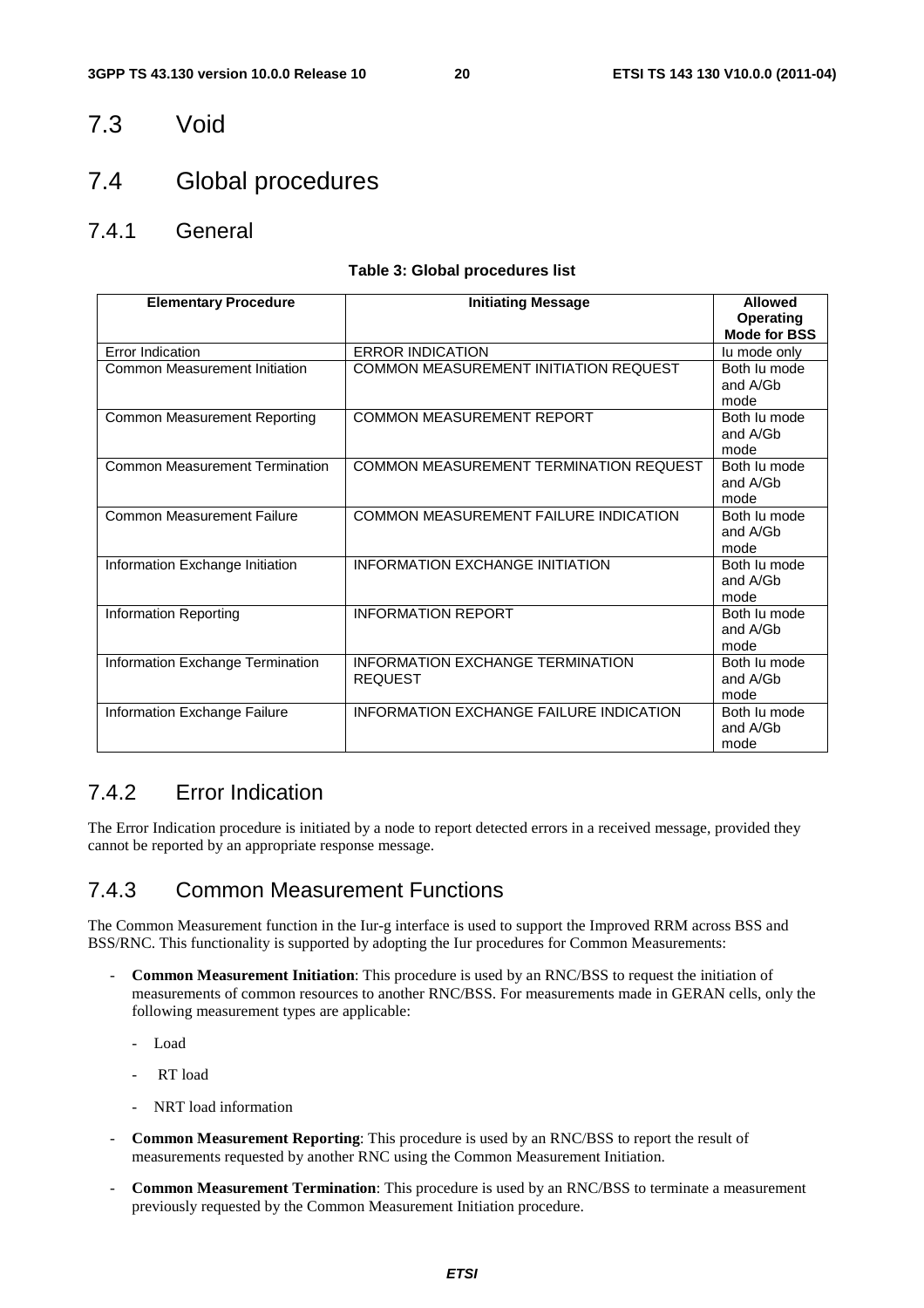## 7.3 Void

## 7.4 Global procedures

### 7.4.1 General

**Table 3: Global procedures list**

| Elementary Procedure | Initiating Message | Allowed Operating Mode for BSS |
|---|---|---|
| Error Indication | ERROR INDICATION | Iu mode only |
| Common Measurement Initiation | COMMON MEASUREMENT INITIATION REQUEST | Both Iu mode and A/Gb mode |
| Common Measurement Reporting | COMMON MEASUREMENT REPORT | Both Iu mode and A/Gb mode |
| Common Measurement Termination | COMMON MEASUREMENT TERMINATION REQUEST | Both Iu mode and A/Gb mode |
| Common Measurement Failure | COMMON MEASUREMENT FAILURE INDICATION | Both Iu mode and A/Gb mode |
| Information Exchange Initiation | INFORMATION EXCHANGE INITIATION | Both Iu mode and A/Gb mode |
| Information Reporting | INFORMATION REPORT | Both Iu mode and A/Gb mode |
| Information Exchange Termination | INFORMATION EXCHANGE TERMINATION REQUEST | Both Iu mode and A/Gb mode |
| Information Exchange Failure | INFORMATION EXCHANGE FAILURE INDICATION | Both Iu mode and A/Gb mode |

### 7.4.2 Error Indication

The Error Indication procedure is initiated by a node to report detected errors in a received message, provided they cannot be reported by an appropriate response message.

### 7.4.3 Common Measurement Functions

The Common Measurement function in the Iur-g interface is used to support the Improved RRM across BSS and BSS/RNC. This functionality is supported by adopting the Iur procedures for Common Measurements:

- **Common Measurement Initiation**: This procedure is used by an RNC/BSS to request the initiation of measurements of common resources to another RNC/BSS. For measurements made in GERAN cells, only the following measurement types are applicable:
  - Load
  - RT load
  - NRT load information
- **Common Measurement Reporting**: This procedure is used by an RNC/BSS to report the result of measurements requested by another RNC using the Common Measurement Initiation.
- **Common Measurement Termination**: This procedure is used by an RNC/BSS to terminate a measurement previously requested by the Common Measurement Initiation procedure.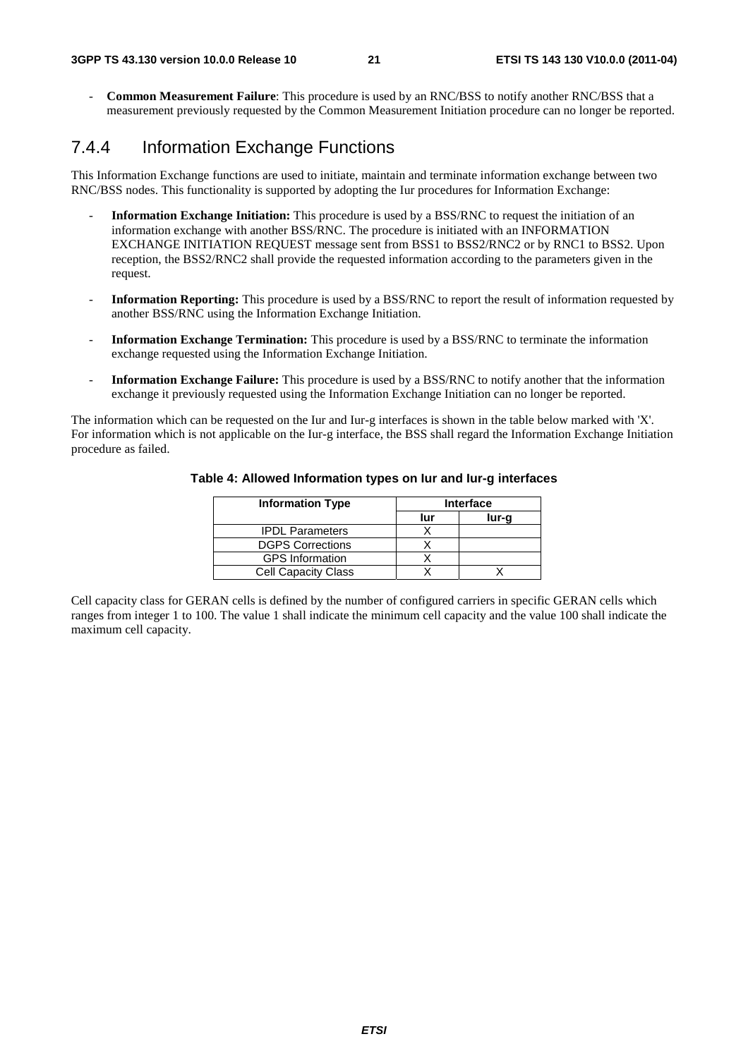- **Common Measurement Failure**: This procedure is used by an RNC/BSS to notify another RNC/BSS that a measurement previously requested by the Common Measurement Initiation procedure can no longer be reported.

### 7.4.4 Information Exchange Functions

This Information Exchange functions are used to initiate, maintain and terminate information exchange between two RNC/BSS nodes. This functionality is supported by adopting the Iur procedures for Information Exchange:

- **Information Exchange Initiation:** This procedure is used by a BSS/RNC to request the initiation of an information exchange with another BSS/RNC. The procedure is initiated with an INFORMATION EXCHANGE INITIATION REQUEST message sent from BSS1 to BSS2/RNC2 or by RNC1 to BSS2. Upon reception, the BSS2/RNC2 shall provide the requested information according to the parameters given in the request.
- **Information Reporting:** This procedure is used by a BSS/RNC to report the result of information requested by another BSS/RNC using the Information Exchange Initiation.
- **Information Exchange Termination:** This procedure is used by a BSS/RNC to terminate the information exchange requested using the Information Exchange Initiation.
- **Information Exchange Failure:** This procedure is used by a BSS/RNC to notify another that the information exchange it previously requested using the Information Exchange Initiation can no longer be reported.

The information which can be requested on the Iur and Iur-g interfaces is shown in the table below marked with 'X'. For information which is not applicable on the Iur-g interface, the BSS shall regard the Information Exchange Initiation procedure as failed.

**Table 4: Allowed Information types on Iur and Iur-g interfaces**

| Information Type | Interface | |
|---|---|---|
| | Iur | Iur-g |
| IPDL Parameters | X | |
| DGPS Corrections | X | |
| GPS Information | X | |
| Cell Capacity Class | X | X |

Cell capacity class for GERAN cells is defined by the number of configured carriers in specific GERAN cells which ranges from integer 1 to 100. The value 1 shall indicate the minimum cell capacity and the value 100 shall indicate the maximum cell capacity.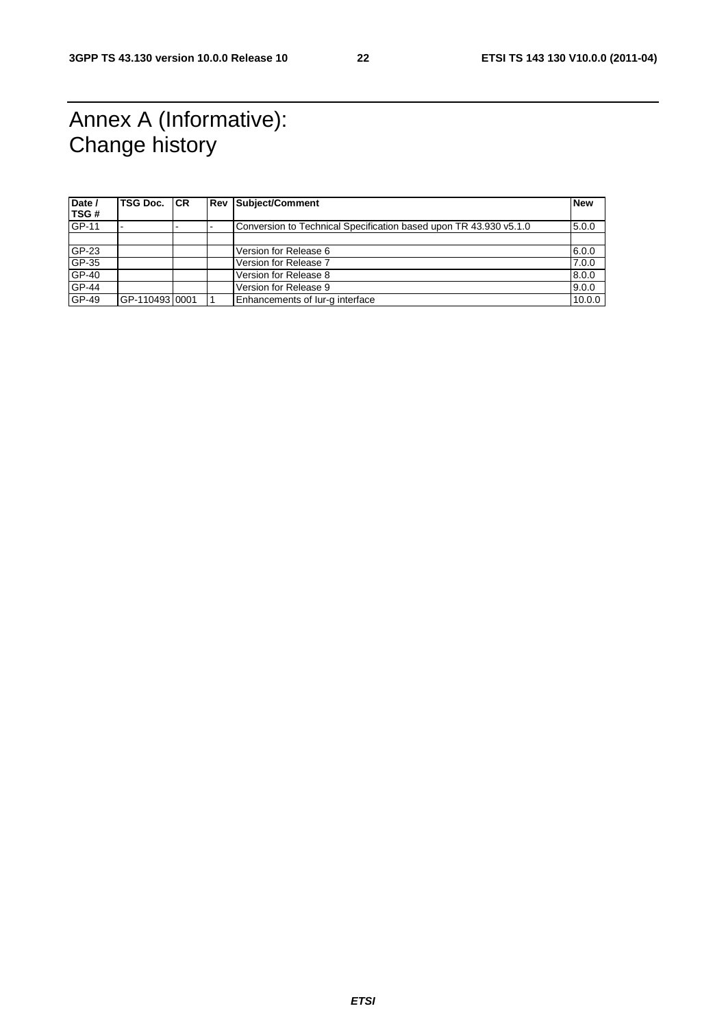# Annex A (Informative): Change history

| Date / TSG # | TSG Doc. | CR | Rev | Subject/Comment | New |
|---|---|---|---|---|---|
| GP-11 | - | - | - | Conversion to Technical Specification based upon TR 43.930 v5.1.0 | 5.0.0 |
| | | | | | |
| GP-23 | | | | Version for Release 6 | 6.0.0 |
| GP-35 | | | | Version for Release 7 | 7.0.0 |
| GP-40 | | | | Version for Release 8 | 8.0.0 |
| GP-44 | | | | Version for Release 9 | 9.0.0 |
| GP-49 | GP-110493 | 0001 | 1 | Enhancements of Iur-g interface | 10.0.0 |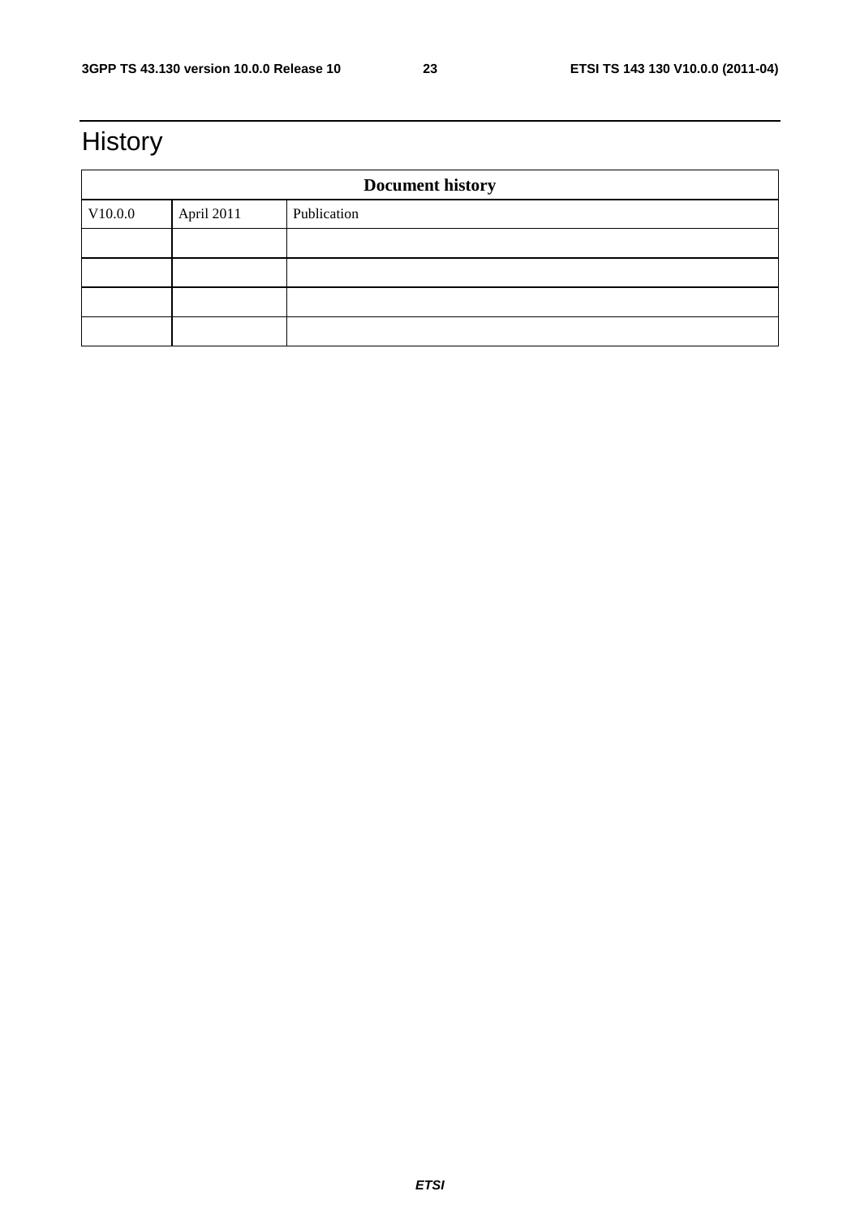# History

| Document history | | |
|---|---|---|
| V10.0.0 | April 2011 | Publication |
| | | |
| | | |
| | | |
| | | |